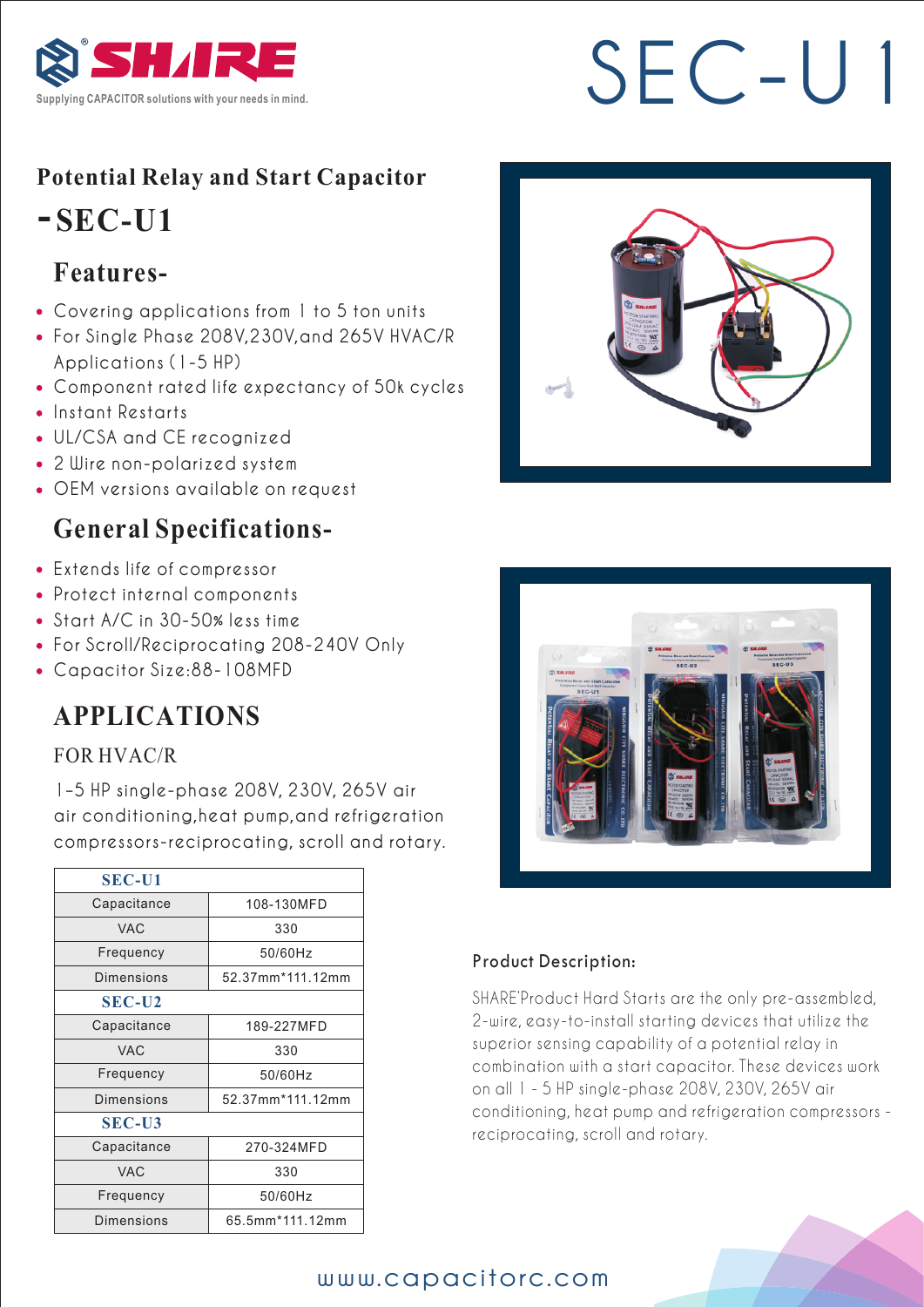SHARE®

Supplying CAPACITOR solutions with your needs in mind.

# SEC-U1

## Potential Relay and Start Capacitor -SEC-U1

### Features-

- Covering applications from 1 to 5 ton units
- For Single Phase 208V,230V,and 265V HVAC/R Applications (1-5 HP)
- Component rated life expectancy of 50k cycles
- Instant Restarts
- UL/CSA and CE recognized
- 2 Wire non-polarized system
- OEM versions available on request

### General Specifications-

- Extends life of compressor
- Protect internal components
- Start A/C in 30-50% less time
- For Scroll/Reciprocating 208-240V Only
- Capacitor Size:88-108MFD

### APPLICATIONS

FOR HVAC/R

1-5 HP single-phase 208V, 230V, 265V air air conditioning,heat pump,and refrigeration compressors-reciprocating, scroll and rotary.

| SEC-U1 | |
|---|---|
| Capacitance | 108-130MFD |
| VAC | 330 |
| Frequency | 50/60Hz |
| Dimensions | 52.37mm*111.12mm |
| **SEC-U2** | |
| Capacitance | 189-227MFD |
| VAC | 330 |
| Frequency | 50/60Hz |
| Dimensions | 52.37mm*111.12mm |
| **SEC-U3** | |
| Capacitance | 270-324MFD |
| VAC | 330 |
| Frequency | 50/60Hz |
| Dimensions | 65.5mm*111.12mm |

#### Product Description:

SHARE'Product Hard Starts are the only pre-assembled, 2-wire, easy-to-install starting devices that utilize the superior sensing capability of a potential relay in combination with a start capacitor. These devices work on all 1 - 5 HP single-phase 208V, 230V, 265V air conditioning, heat pump and refrigeration compressors - reciprocating, scroll and rotary.

www.capacitorc.com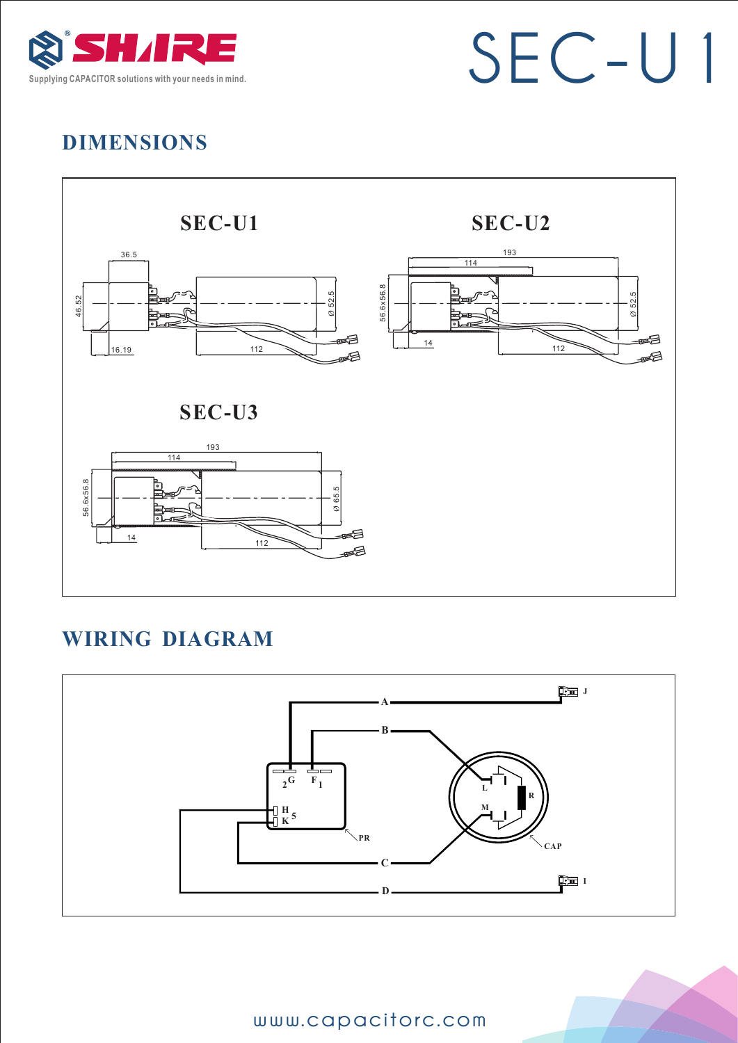SEC-U1

## DIMENSIONS

**SEC-U1**

36.5

46.52

16.19

112

Ø 52.5

**SEC-U2**

193

114

56.6x56.8

14

112

Ø 52.5

**SEC-U3**

193

114

56.6x56.8

14

112

Ø 65.5

## WIRING DIAGRAM

A

B

C

D

J

I

2 G

F 1

H

K 5

PR

L

M

R

CAP

www.capacitorc.com